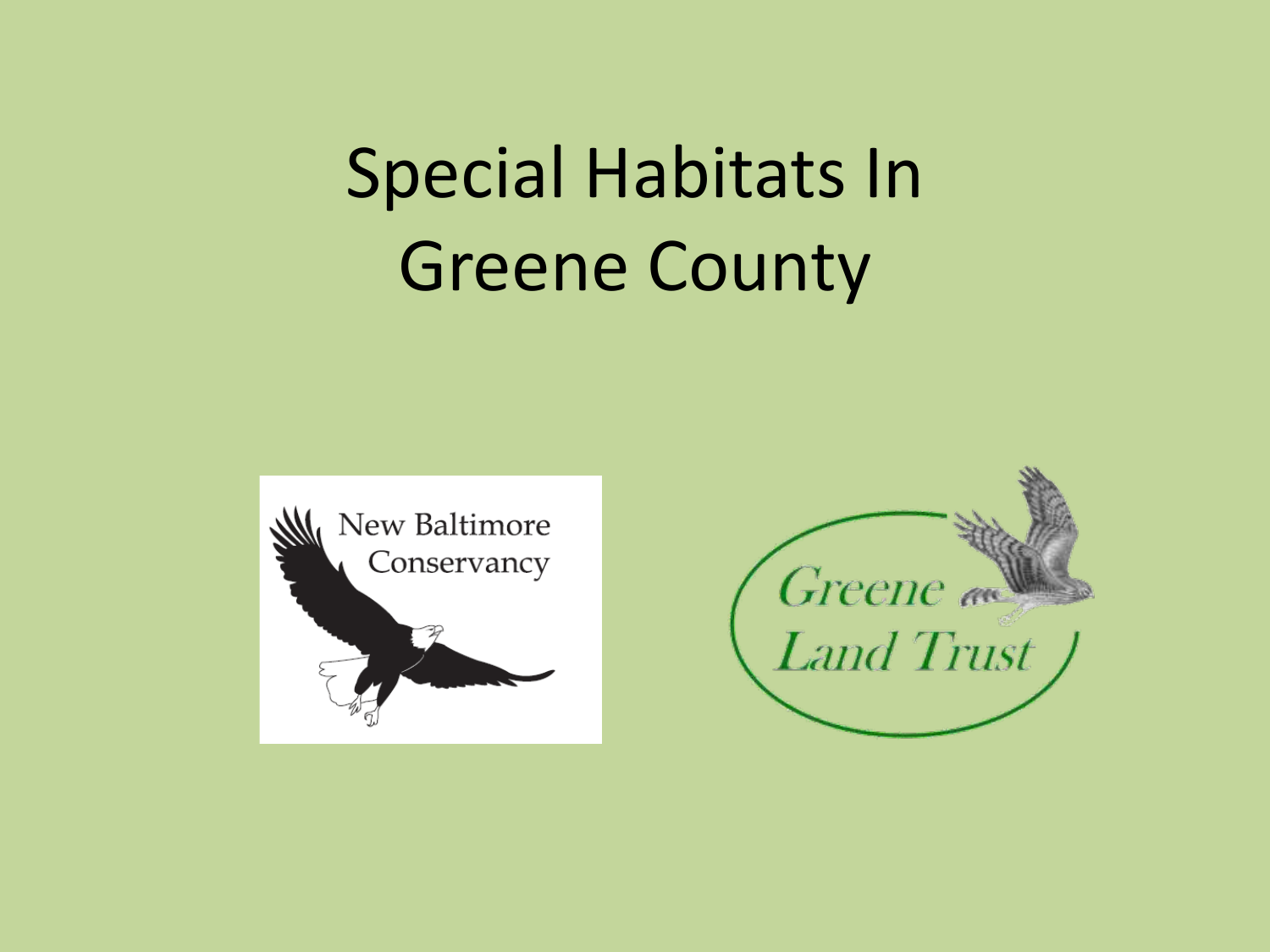# Special Habitats In Greene County

New Baltimore Conservancy

Greene Land Trust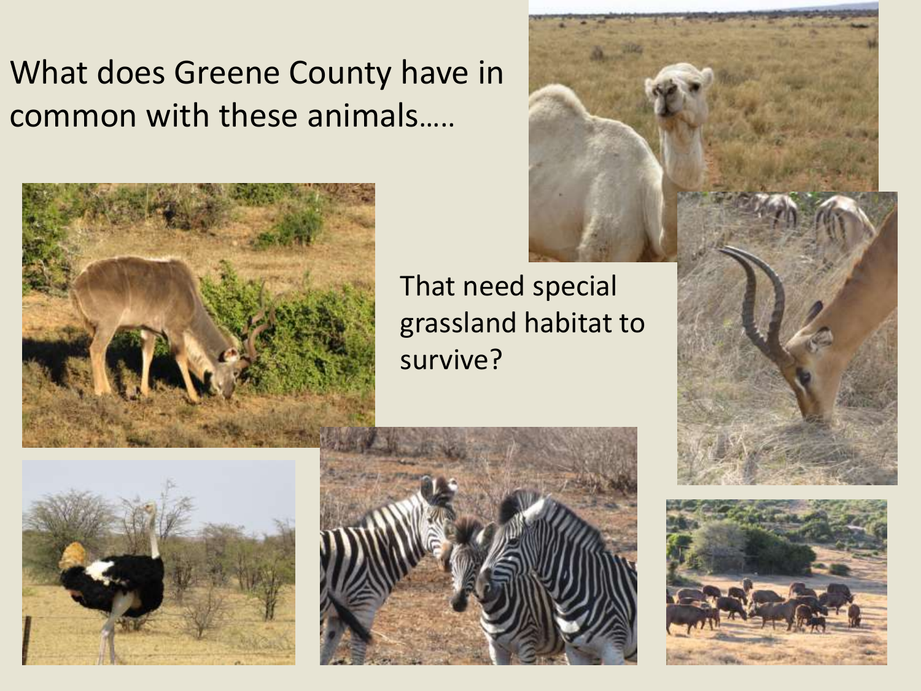What does Greene County have in common with these animals…..

That need special grassland habitat to survive?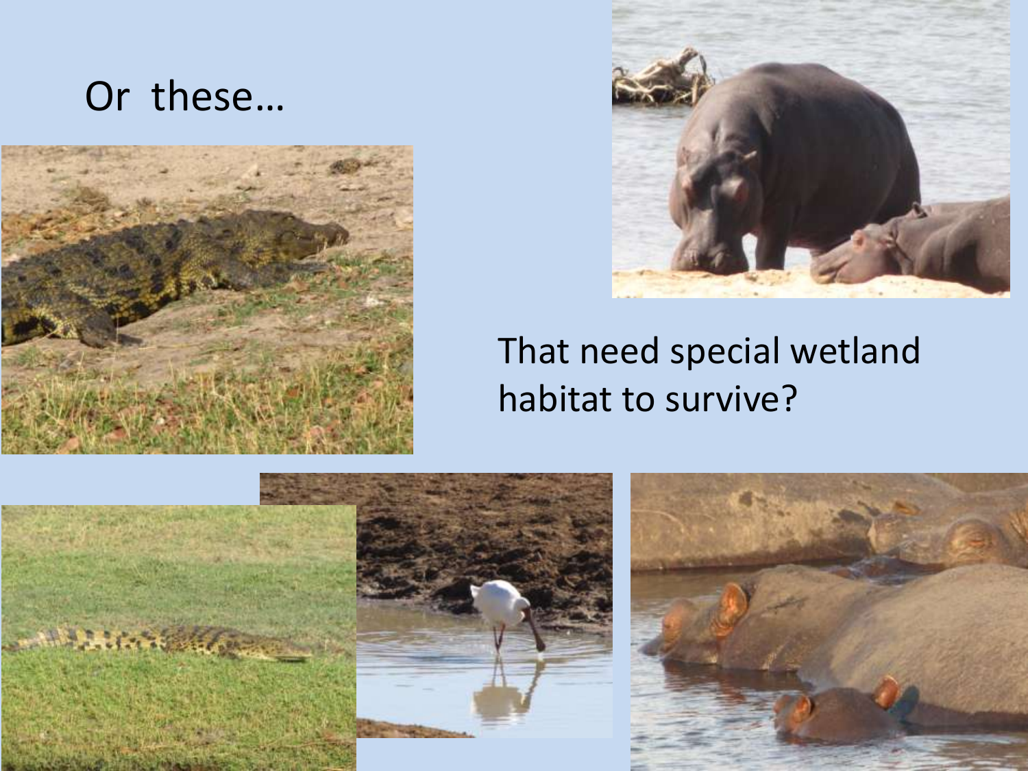Or these…

That need special wetland habitat to survive?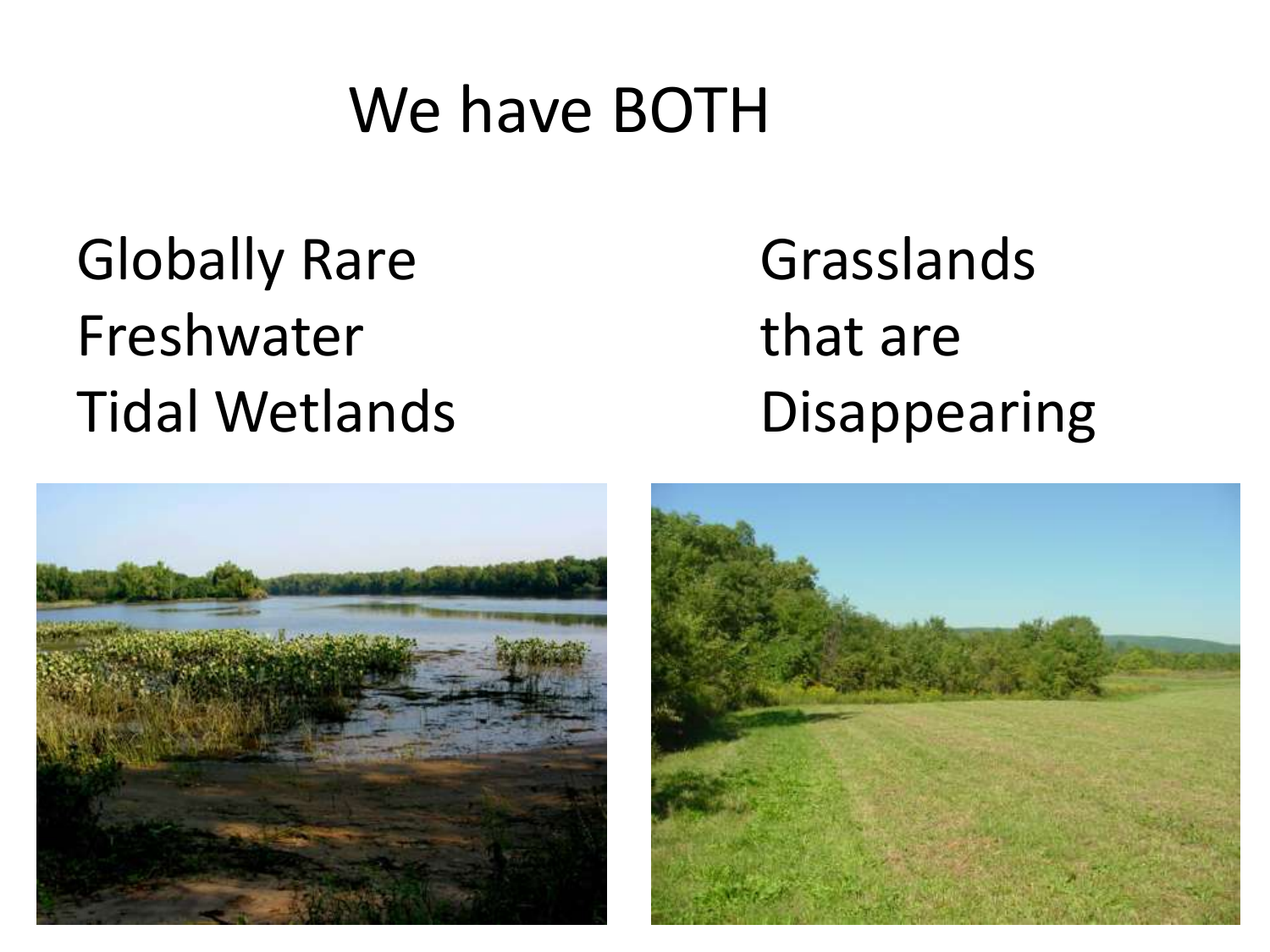# We have BOTH

Globally Rare Freshwater Tidal Wetlands

Grasslands that are Disappearing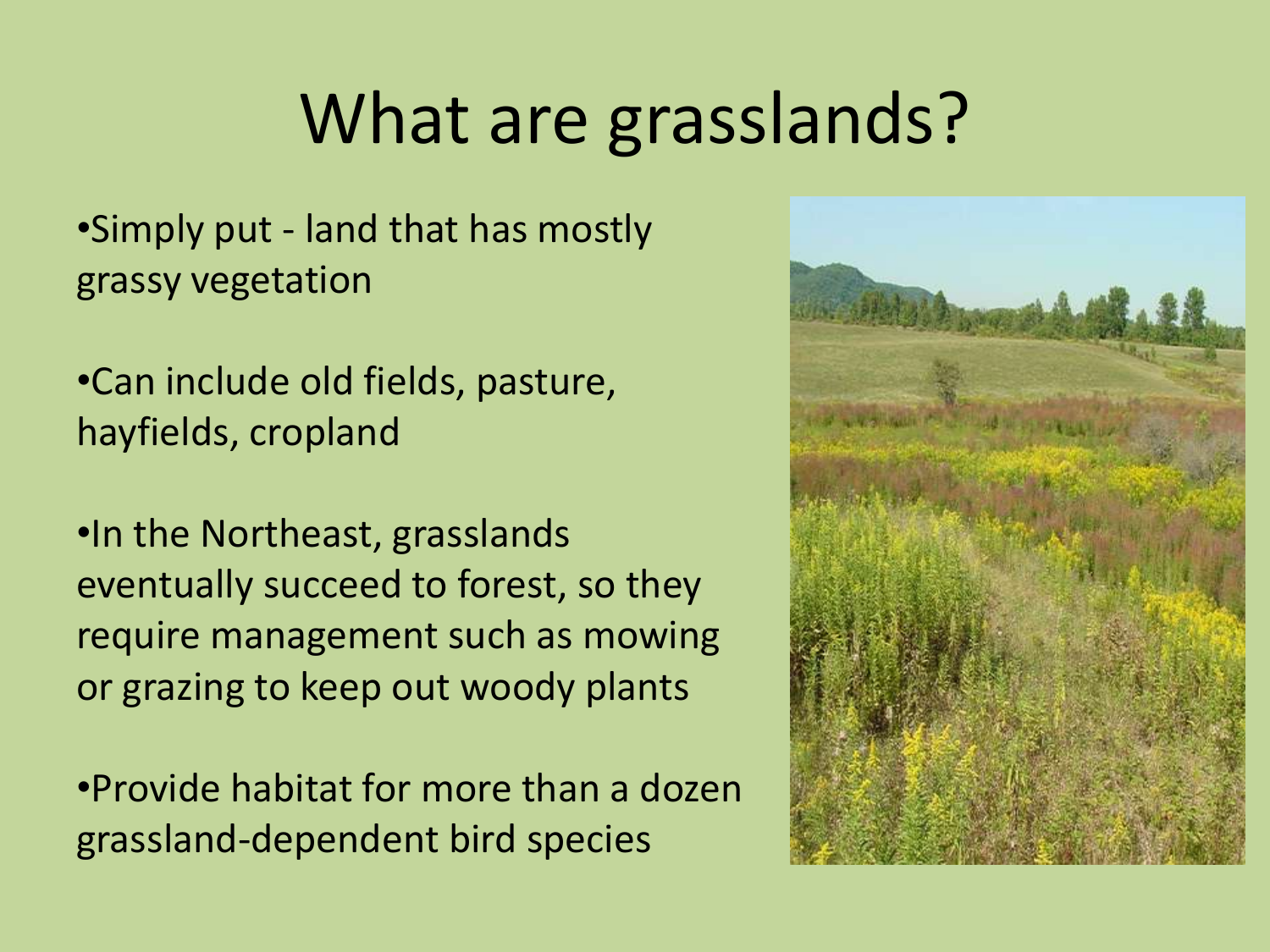# What are grasslands?

- Simply put - land that has mostly grassy vegetation

- Can include old fields, pasture, hayfields, cropland

- In the Northeast, grasslands eventually succeed to forest, so they require management such as mowing or grazing to keep out woody plants

- Provide habitat for more than a dozen grassland-dependent bird species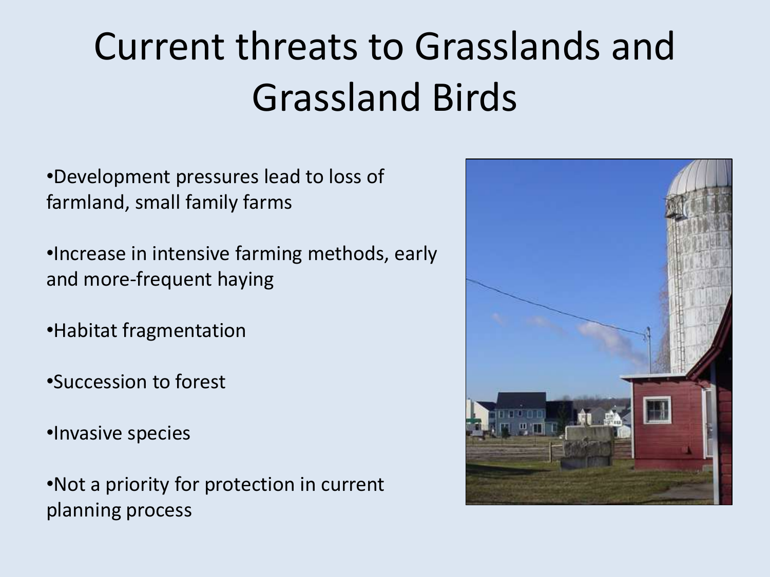# Current threats to Grasslands and Grassland Birds

- Development pressures lead to loss of farmland, small family farms
- Increase in intensive farming methods, early and more-frequent haying
- Habitat fragmentation
- Succession to forest
- Invasive species
- Not a priority for protection in current planning process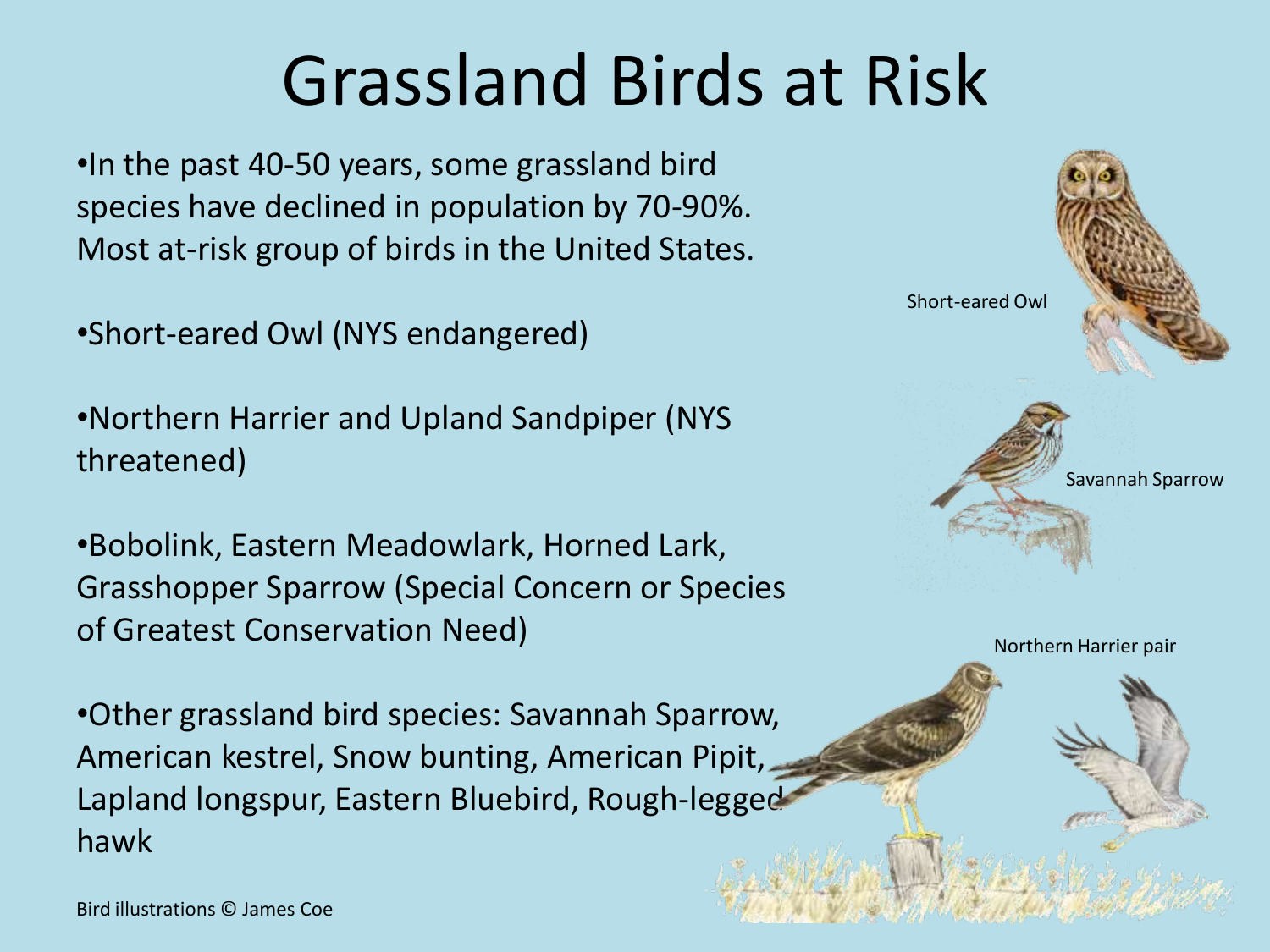# Grassland Birds at Risk

- In the past 40-50 years, some grassland bird species have declined in population by 70-90%. Most at-risk group of birds in the United States.
- Short-eared Owl (NYS endangered)
- Northern Harrier and Upland Sandpiper (NYS threatened)
- Bobolink, Eastern Meadowlark, Horned Lark, Grasshopper Sparrow (Special Concern or Species of Greatest Conservation Need)
- Other grassland bird species: Savannah Sparrow, American kestrel, Snow bunting, American Pipit, Lapland longspur, Eastern Bluebird, Rough-legged hawk

Short-eared Owl

Savannah Sparrow

Northern Harrier pair

Bird illustrations © James Coe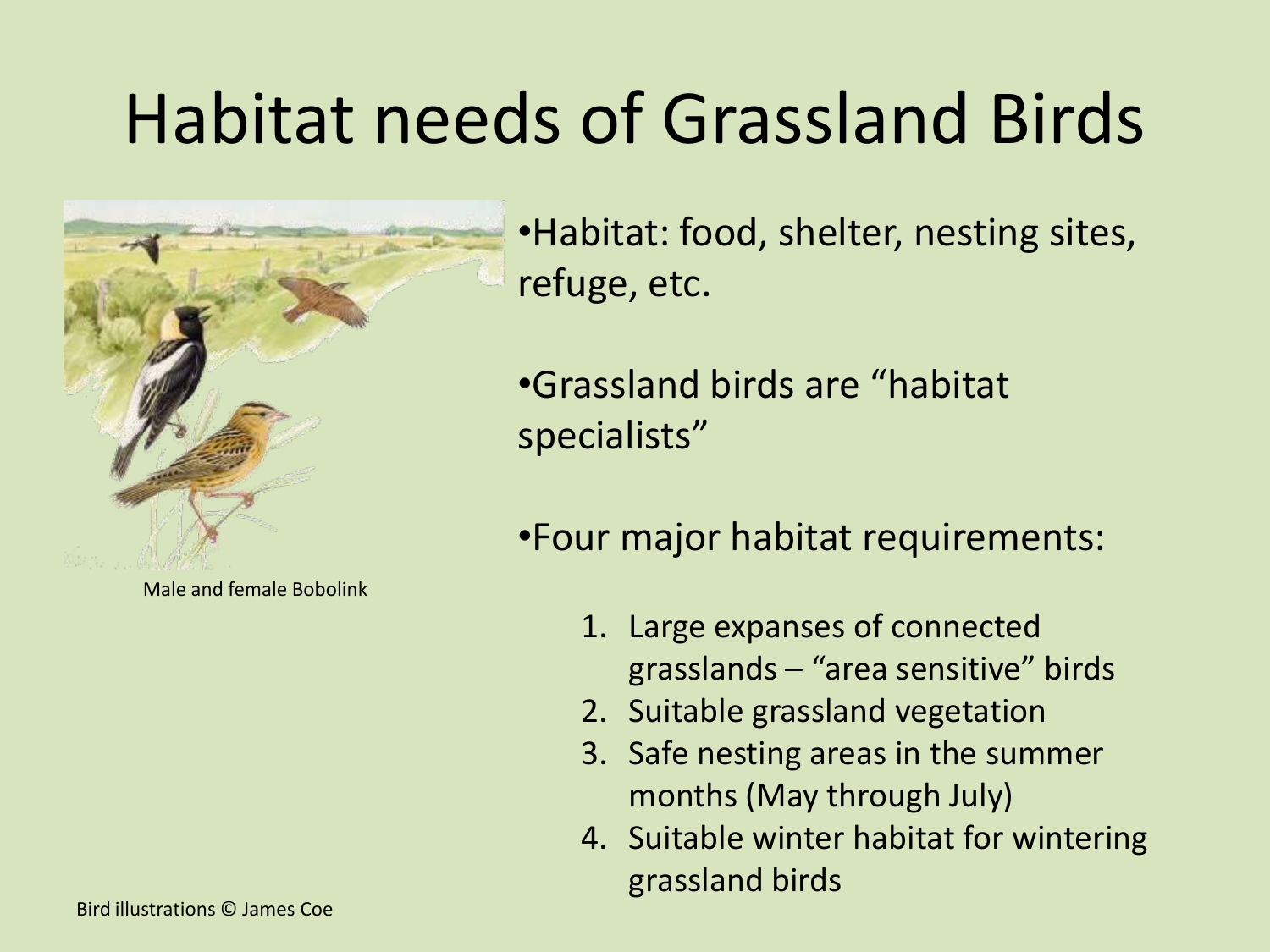# Habitat needs of Grassland Birds

Male and female Bobolink

- Habitat: food, shelter, nesting sites, refuge, etc.
- Grassland birds are "habitat specialists"
- Four major habitat requirements:
  1. Large expanses of connected grasslands – "area sensitive" birds
  2. Suitable grassland vegetation
  3. Safe nesting areas in the summer months (May through July)
  4. Suitable winter habitat for wintering grassland birds

Bird illustrations © James Coe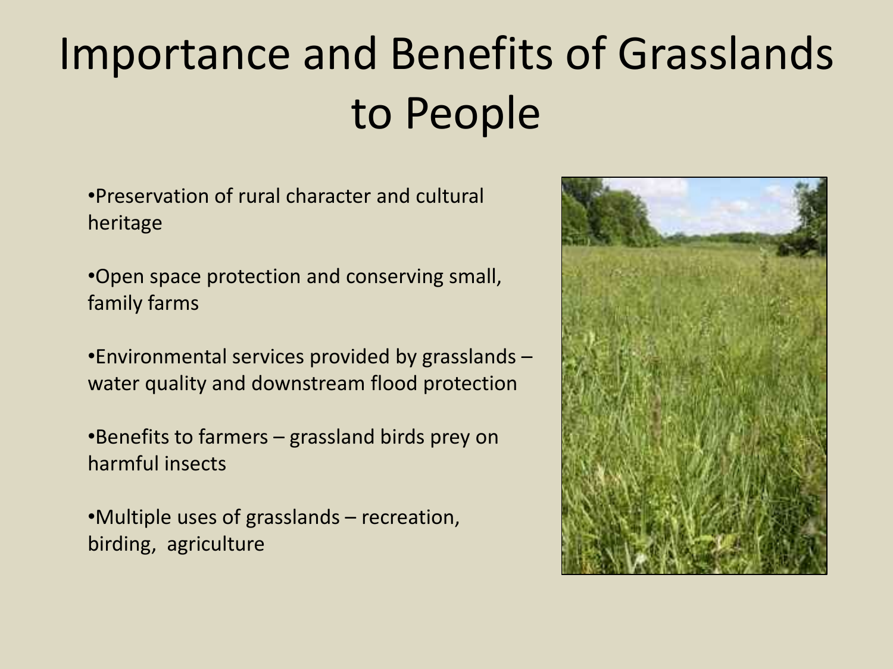# Importance and Benefits of Grasslands to People

- Preservation of rural character and cultural heritage
- Open space protection and conserving small, family farms
- Environmental services provided by grasslands – water quality and downstream flood protection
- Benefits to farmers – grassland birds prey on harmful insects
- Multiple uses of grasslands – recreation, birding, agriculture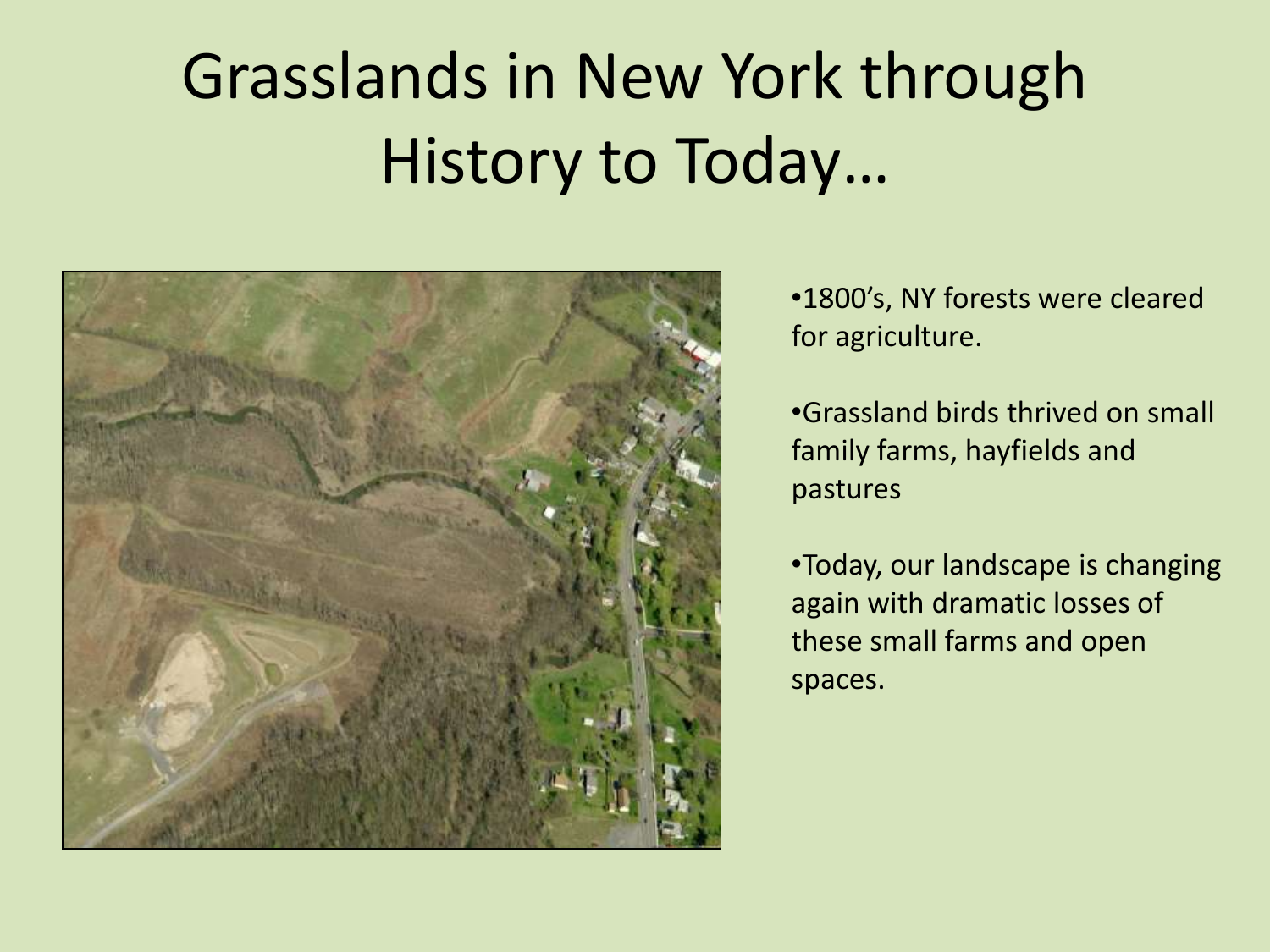# Grasslands in New York through History to Today…

- 1800's, NY forests were cleared for agriculture.
- Grassland birds thrived on small family farms, hayfields and pastures
- Today, our landscape is changing again with dramatic losses of these small farms and open spaces.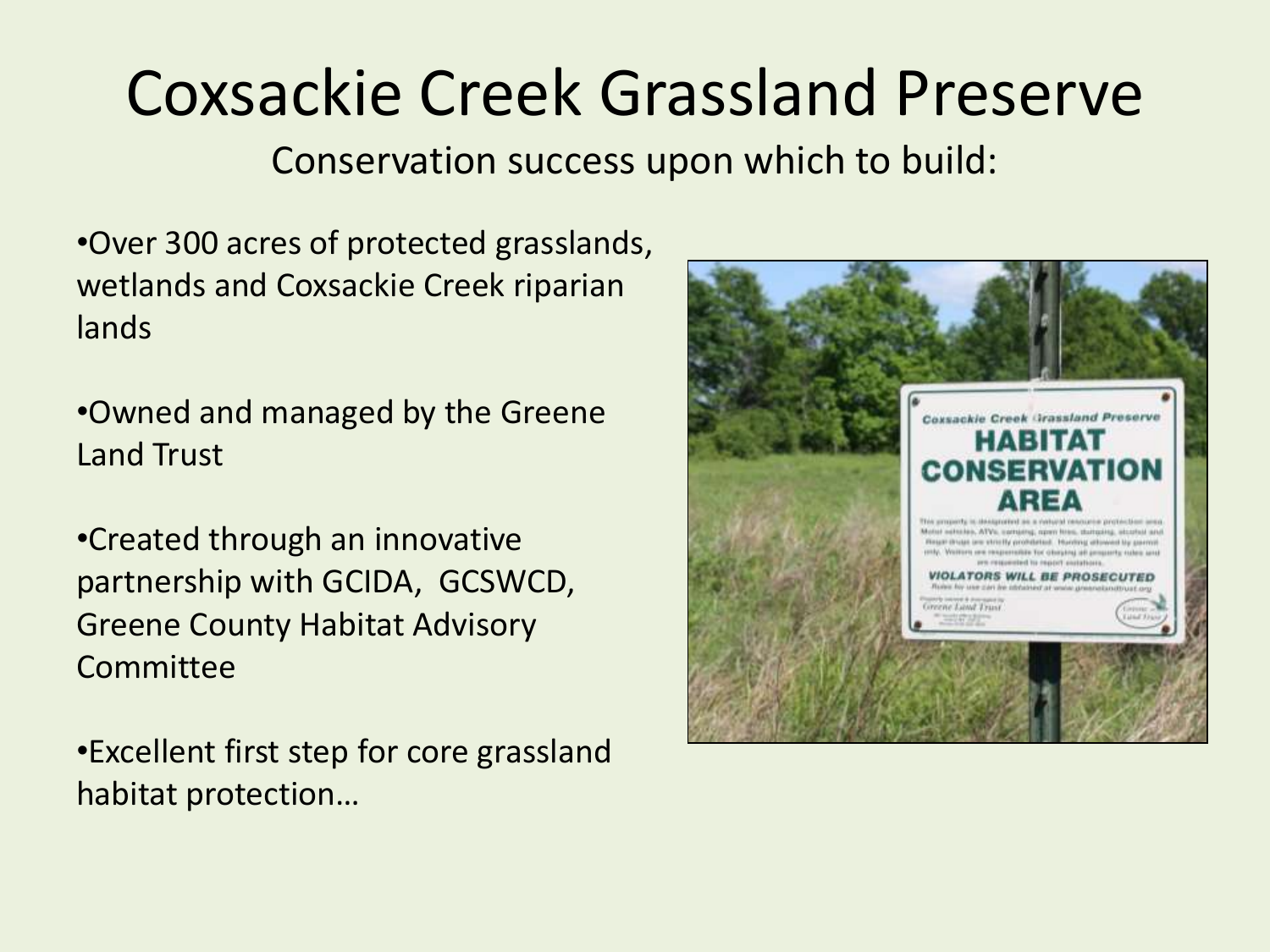# Coxsackie Creek Grassland Preserve

Conservation success upon which to build:

- Over 300 acres of protected grasslands, wetlands and Coxsackie Creek riparian lands
- Owned and managed by the Greene Land Trust
- Created through an innovative partnership with GCIDA, GCSWCD, Greene County Habitat Advisory Committee
- Excellent first step for core grassland habitat protection…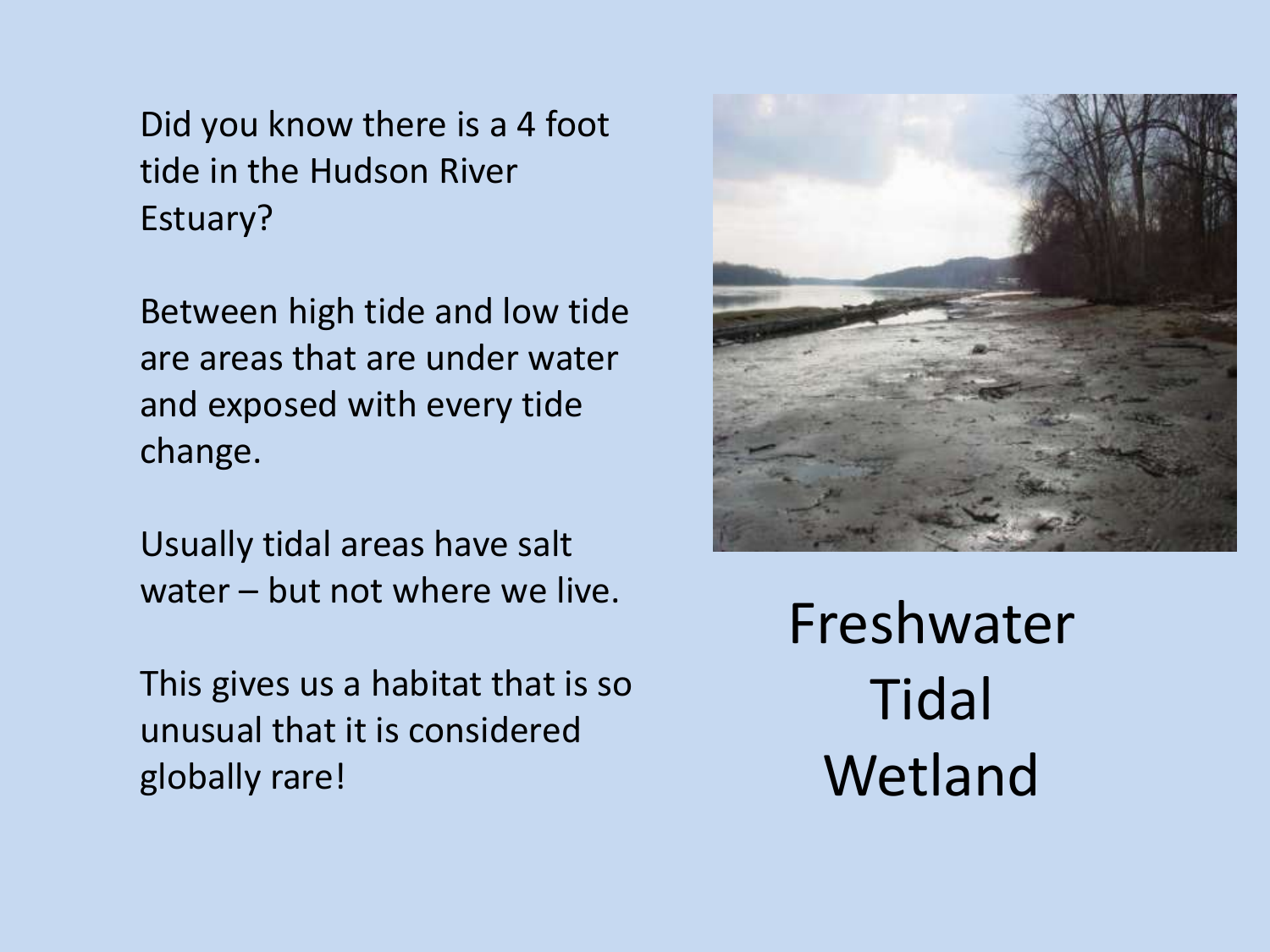Did you know there is a 4 foot tide in the Hudson River Estuary?

Between high tide and low tide are areas that are under water and exposed with every tide change.

Usually tidal areas have salt water – but not where we live.

This gives us a habitat that is so unusual that it is considered globally rare!

# Freshwater Tidal Wetland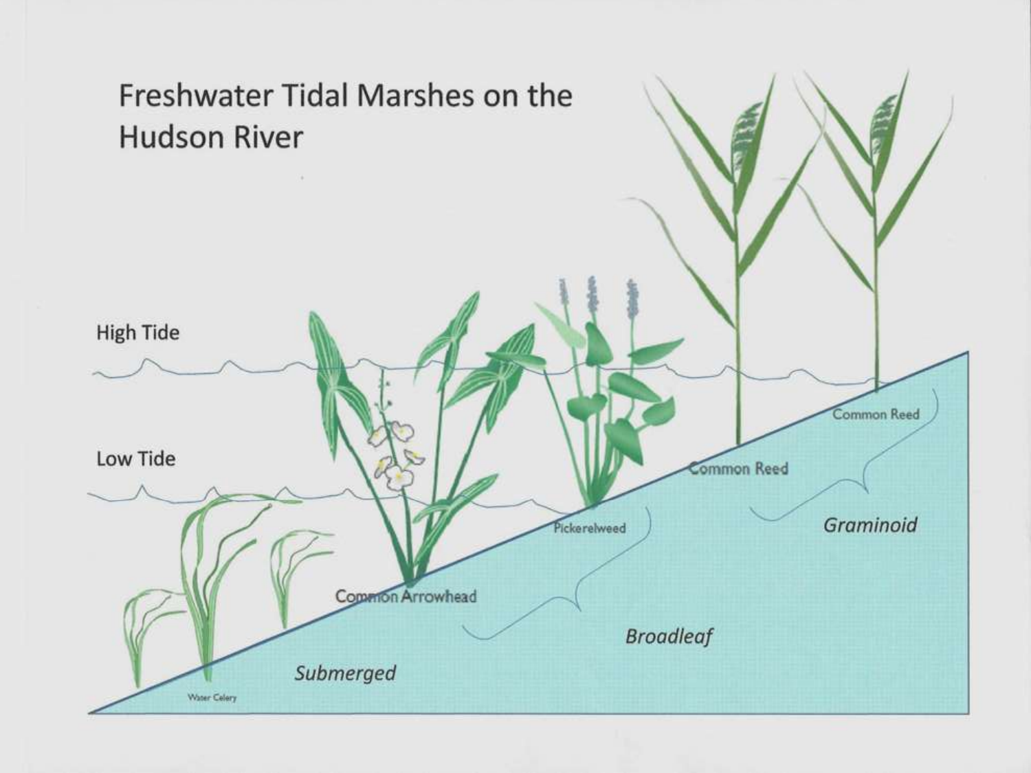# Freshwater Tidal Marshes on the Hudson River

High Tide

Low Tide

Water Celery

Common Arrowhead

Pickerelweed

Common Reed

Common Reed

*Submerged*

*Broadleaf*

*Graminoid*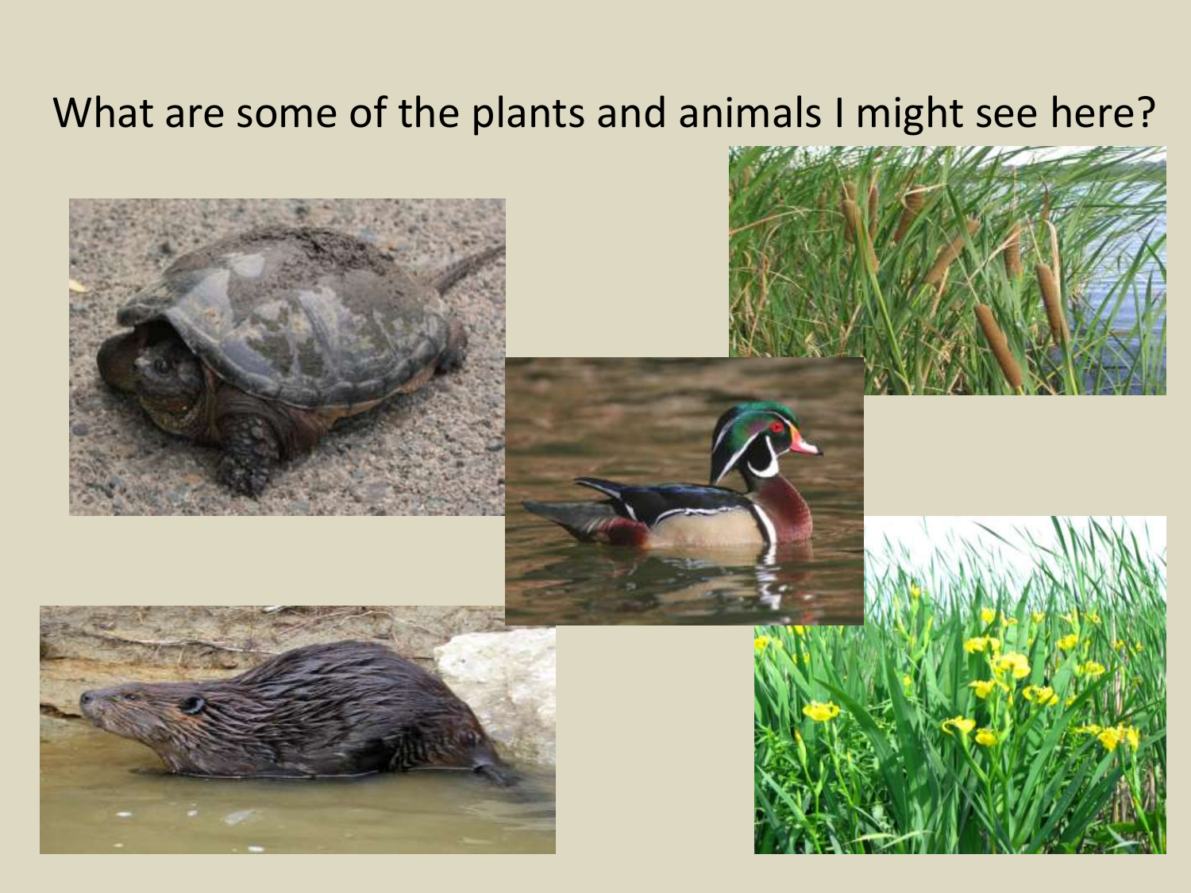# What are some of the plants and animals I might see here?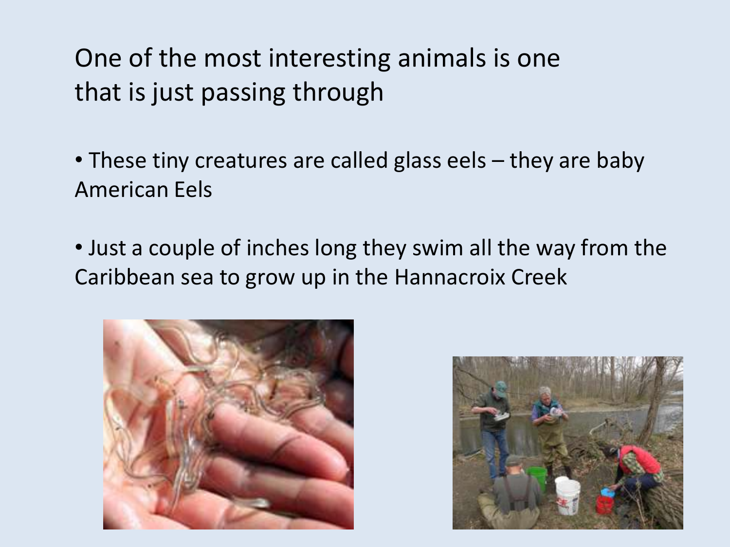# One of the most interesting animals is one that is just passing through

- These tiny creatures are called glass eels – they are baby American Eels
- Just a couple of inches long they swim all the way from the Caribbean sea to grow up in the Hannacroix Creek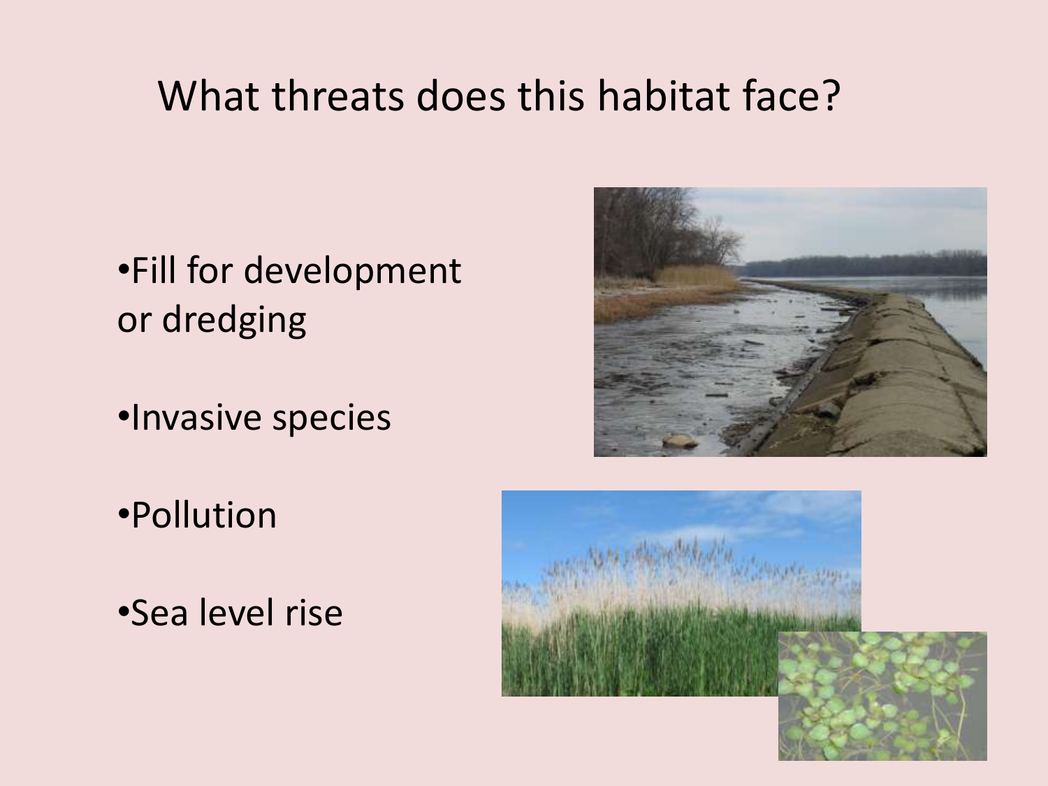# What threats does this habitat face?

- Fill for development or dredging
- Invasive species
- Pollution
- Sea level rise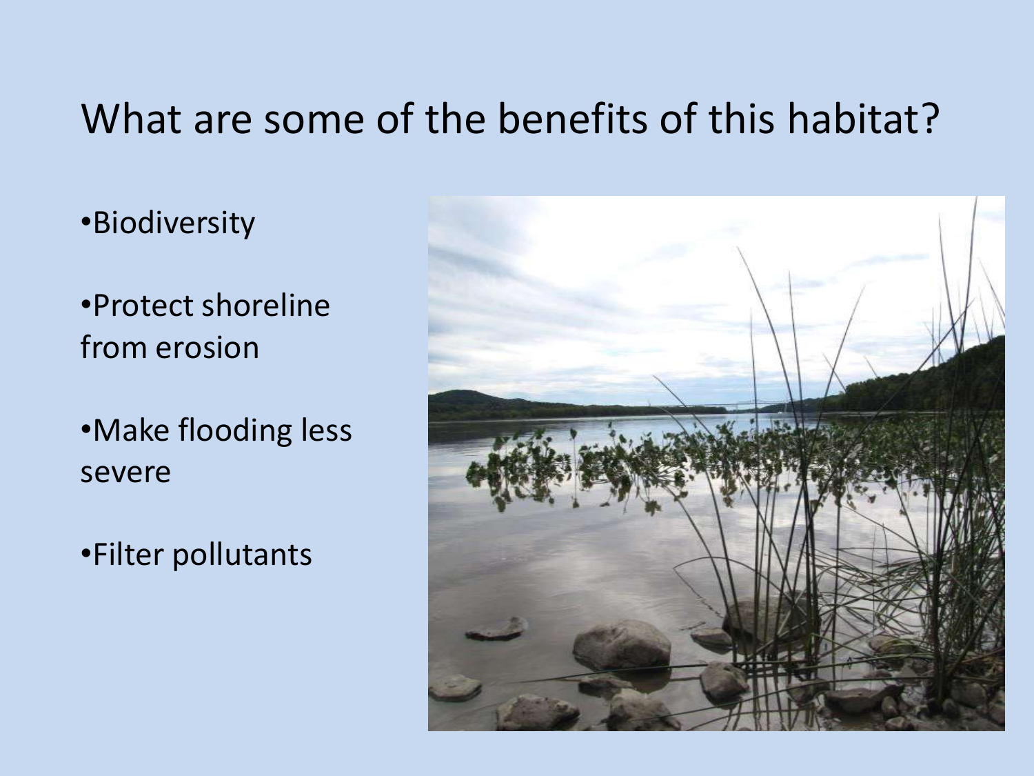# What are some of the benefits of this habitat?

- Biodiversity
- Protect shoreline from erosion
- Make flooding less severe
- Filter pollutants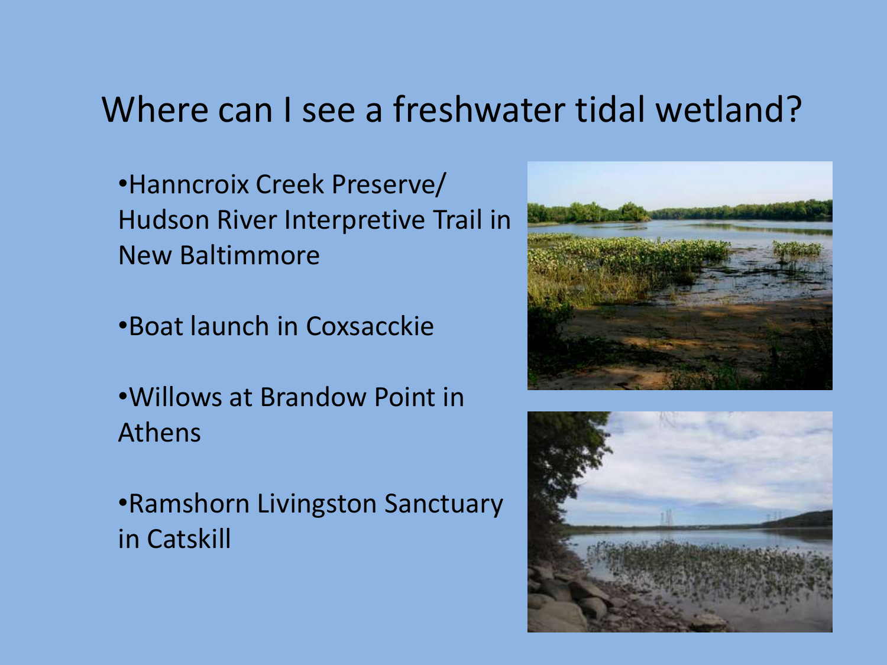# Where can I see a freshwater tidal wetland?

- Hanncroix Creek Preserve/ Hudson River Interpretive Trail in New Baltimmore
- Boat launch in Coxsacckie
- Willows at Brandow Point in Athens
- Ramshorn Livingston Sanctuary in Catskill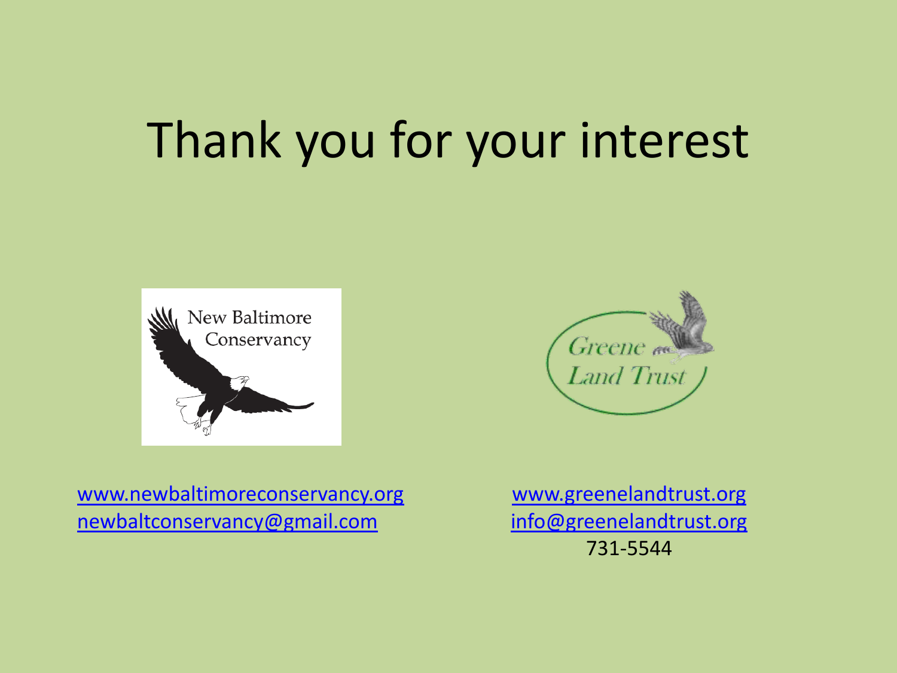# Thank you for your interest

New Baltimore Conservancy

Greene Land Trust

www.newbaltimoreconservancy.org
newbaltconservancy@gmail.com

www.greenelandtrust.org
info@greenelandtrust.org
731-5544